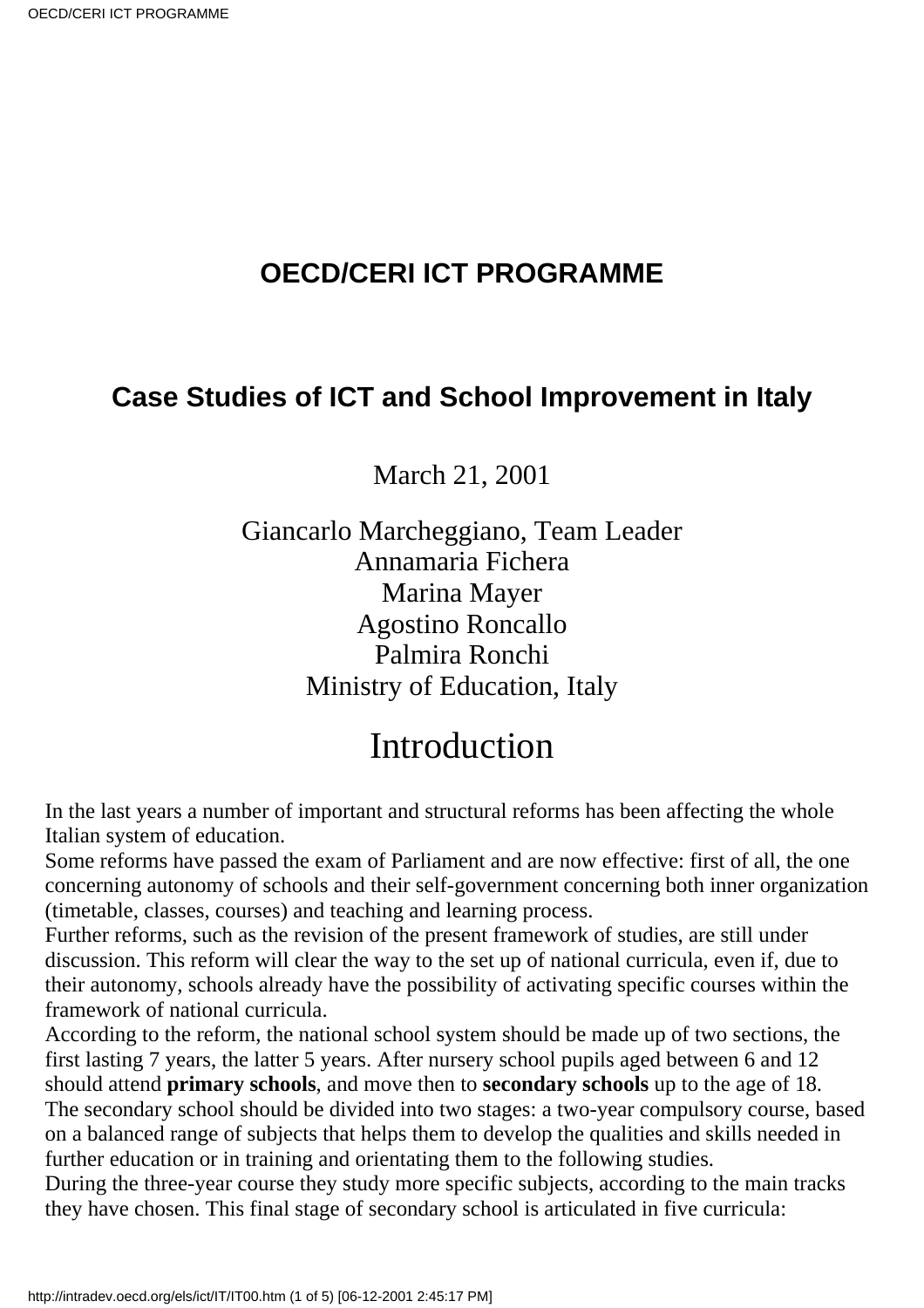## OECD/CERI ICT PROGRAMME

### Case Studies of ICT and School Improvement in Italy

March 21, 2001

Giancarlo Marcheggiano, Team Leader
Annamaria Fichera
Marina Mayer
Agostino Roncallo
Palmira Ronchi
Ministry of Education, Italy

# Introduction

In the last years a number of important and structural reforms has been affecting the whole Italian system of education.

Some reforms have passed the exam of Parliament and are now effective: first of all, the one concerning autonomy of schools and their self-government concerning both inner organization (timetable, classes, courses) and teaching and learning process.

Further reforms, such as the revision of the present framework of studies, are still under discussion. This reform will clear the way to the set up of national curricula, even if, due to their autonomy, schools already have the possibility of activating specific courses within the framework of national curricula.

According to the reform, the national school system should be made up of two sections, the first lasting 7 years, the latter 5 years. After nursery school pupils aged between 6 and 12 should attend **primary schools**, and move then to **secondary schools** up to the age of 18.

The secondary school should be divided into two stages: a two-year compulsory course, based on a balanced range of subjects that helps them to develop the qualities and skills needed in further education or in training and orientating them to the following studies.

During the three-year course they study more specific subjects, according to the main tracks they have chosen. This final stage of secondary school is articulated in five curricula: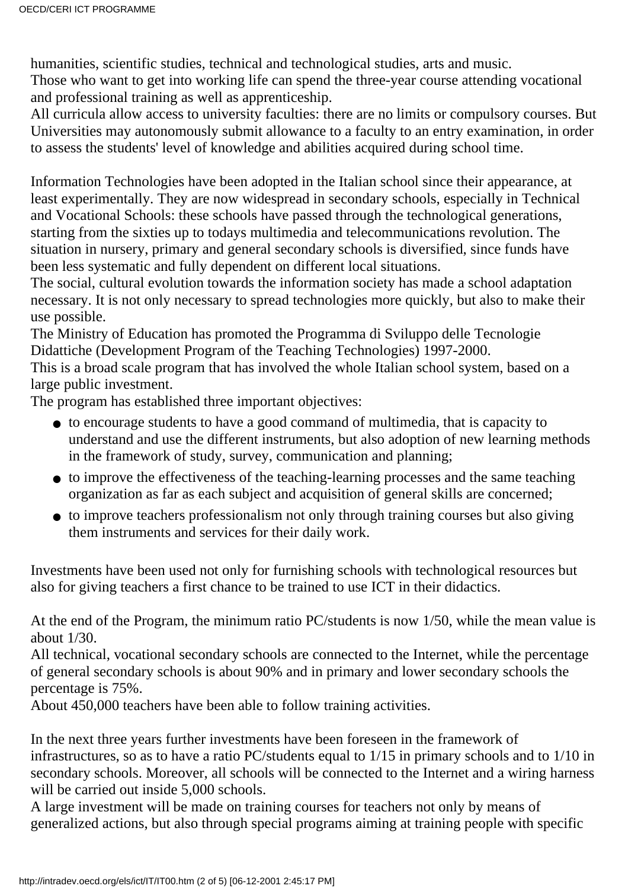humanities, scientific studies, technical and technological studies, arts and music.
Those who want to get into working life can spend the three-year course attending vocational and professional training as well as apprenticeship.
All curricula allow access to university faculties: there are no limits or compulsory courses. But Universities may autonomously submit allowance to a faculty to an entry examination, in order to assess the students' level of knowledge and abilities acquired during school time.

Information Technologies have been adopted in the Italian school since their appearance, at least experimentally. They are now widespread in secondary schools, especially in Technical and Vocational Schools: these schools have passed through the technological generations, starting from the sixties up to todays multimedia and telecommunications revolution. The situation in nursery, primary and general secondary schools is diversified, since funds have been less systematic and fully dependent on different local situations.
The social, cultural evolution towards the information society has made a school adaptation necessary. It is not only necessary to spread technologies more quickly, but also to make their use possible.
The Ministry of Education has promoted the Programma di Sviluppo delle Tecnologie Didattiche (Development Program of the Teaching Technologies) 1997-2000.
This is a broad scale program that has involved the whole Italian school system, based on a large public investment.
The program has established three important objectives:

- to encourage students to have a good command of multimedia, that is capacity to understand and use the different instruments, but also adoption of new learning methods in the framework of study, survey, communication and planning;
- to improve the effectiveness of the teaching-learning processes and the same teaching organization as far as each subject and acquisition of general skills are concerned;
- to improve teachers professionalism not only through training courses but also giving them instruments and services for their daily work.

Investments have been used not only for furnishing schools with technological resources but also for giving teachers a first chance to be trained to use ICT in their didactics.

At the end of the Program, the minimum ratio PC/students is now 1/50, while the mean value is about 1/30.
All technical, vocational secondary schools are connected to the Internet, while the percentage of general secondary schools is about 90% and in primary and lower secondary schools the percentage is 75%.
About 450,000 teachers have been able to follow training activities.

In the next three years further investments have been foreseen in the framework of infrastructures, so as to have a ratio PC/students equal to 1/15 in primary schools and to 1/10 in secondary schools. Moreover, all schools will be connected to the Internet and a wiring harness will be carried out inside 5,000 schools.
A large investment will be made on training courses for teachers not only by means of generalized actions, but also through special programs aiming at training people with specific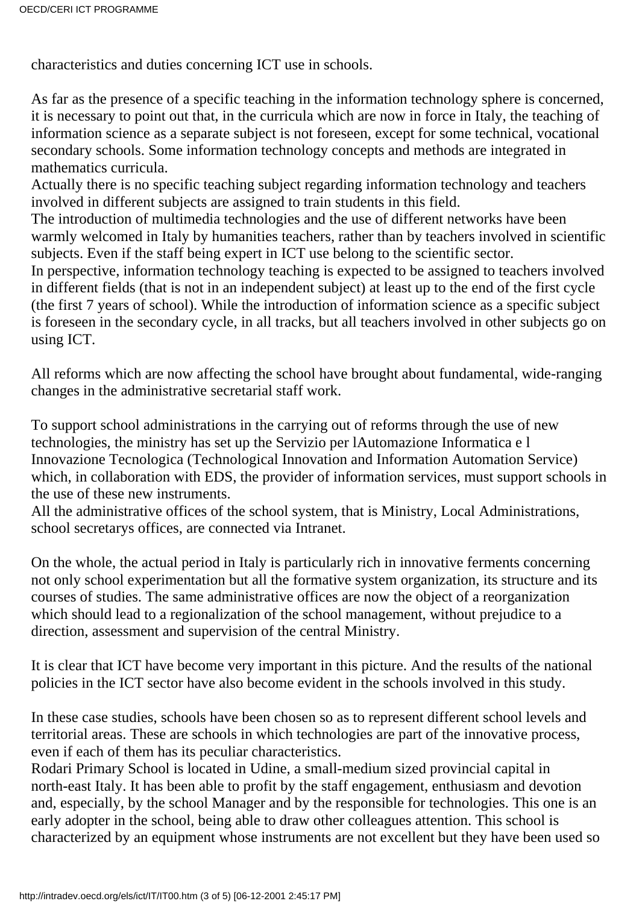characteristics and duties concerning ICT use in schools.

As far as the presence of a specific teaching in the information technology sphere is concerned, it is necessary to point out that, in the curricula which are now in force in Italy, the teaching of information science as a separate subject is not foreseen, except for some technical, vocational secondary schools. Some information technology concepts and methods are integrated in mathematics curricula.
Actually there is no specific teaching subject regarding information technology and teachers involved in different subjects are assigned to train students in this field.
The introduction of multimedia technologies and the use of different networks have been warmly welcomed in Italy by humanities teachers, rather than by teachers involved in scientific subjects. Even if the staff being expert in ICT use belong to the scientific sector.
In perspective, information technology teaching is expected to be assigned to teachers involved in different fields (that is not in an independent subject) at least up to the end of the first cycle (the first 7 years of school). While the introduction of information science as a specific subject is foreseen in the secondary cycle, in all tracks, but all teachers involved in other subjects go on using ICT.

All reforms which are now affecting the school have brought about fundamental, wide-ranging changes in the administrative secretarial staff work.

To support school administrations in the carrying out of reforms through the use of new technologies, the ministry has set up the Servizio per lAutomazione Informatica e l Innovazione Tecnologica (Technological Innovation and Information Automation Service) which, in collaboration with EDS, the provider of information services, must support schools in the use of these new instruments.
All the administrative offices of the school system, that is Ministry, Local Administrations, school secretarys offices, are connected via Intranet.

On the whole, the actual period in Italy is particularly rich in innovative ferments concerning not only school experimentation but all the formative system organization, its structure and its courses of studies. The same administrative offices are now the object of a reorganization which should lead to a regionalization of the school management, without prejudice to a direction, assessment and supervision of the central Ministry.

It is clear that ICT have become very important in this picture. And the results of the national policies in the ICT sector have also become evident in the schools involved in this study.

In these case studies, schools have been chosen so as to represent different school levels and territorial areas. These are schools in which technologies are part of the innovative process, even if each of them has its peculiar characteristics.
Rodari Primary School is located in Udine, a small-medium sized provincial capital in north-east Italy. It has been able to profit by the staff engagement, enthusiasm and devotion and, especially, by the school Manager and by the responsible for technologies. This one is an early adopter in the school, being able to draw other colleagues attention. This school is characterized by an equipment whose instruments are not excellent but they have been used so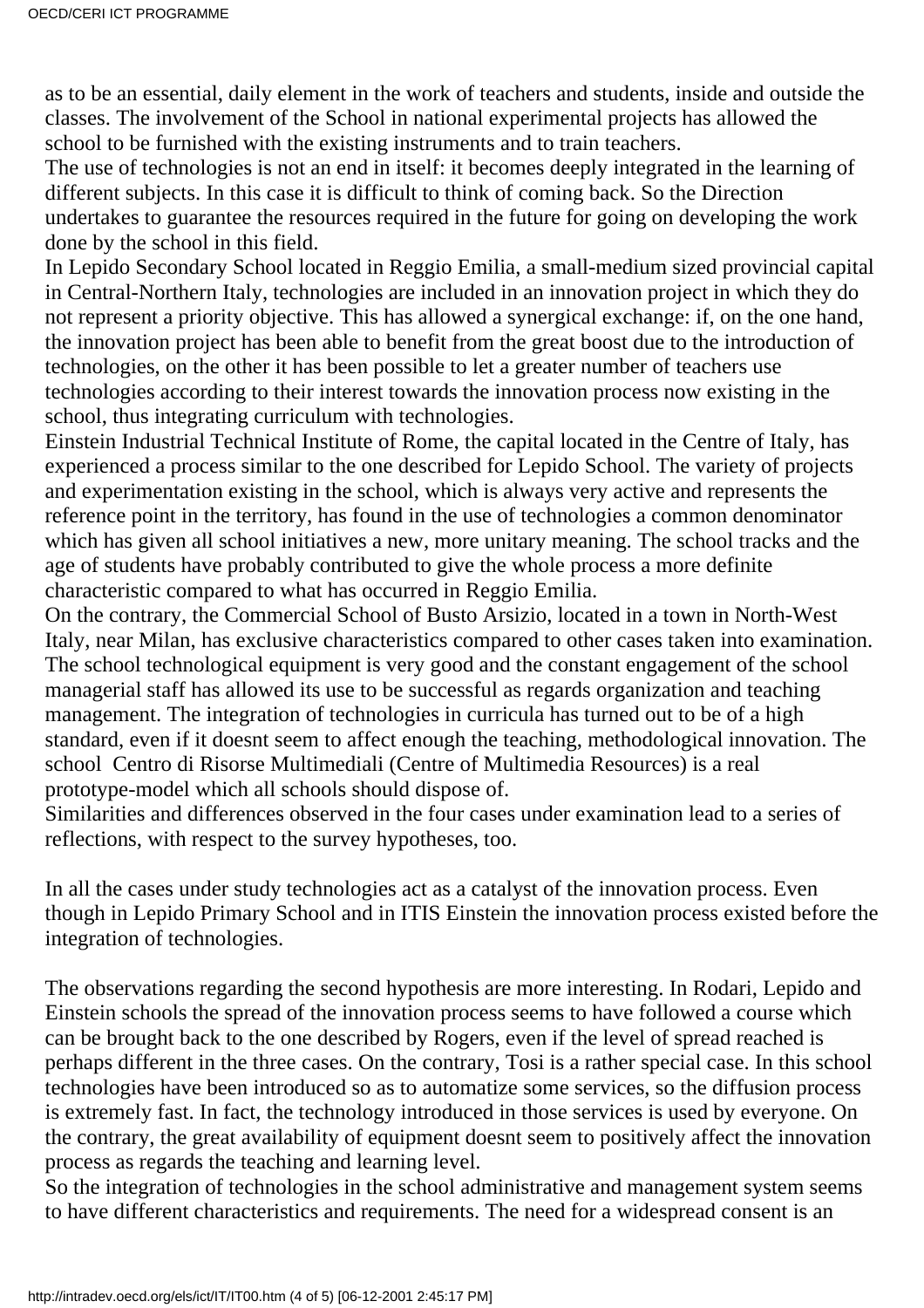as to be an essential, daily element in the work of teachers and students, inside and outside the classes. The involvement of the School in national experimental projects has allowed the school to be furnished with the existing instruments and to train teachers.
The use of technologies is not an end in itself: it becomes deeply integrated in the learning of different subjects. In this case it is difficult to think of coming back. So the Direction undertakes to guarantee the resources required in the future for going on developing the work done by the school in this field.
In Lepido Secondary School located in Reggio Emilia, a small-medium sized provincial capital in Central-Northern Italy, technologies are included in an innovation project in which they do not represent a priority objective. This has allowed a synergical exchange: if, on the one hand, the innovation project has been able to benefit from the great boost due to the introduction of technologies, on the other it has been possible to let a greater number of teachers use technologies according to their interest towards the innovation process now existing in the school, thus integrating curriculum with technologies.
Einstein Industrial Technical Institute of Rome, the capital located in the Centre of Italy, has experienced a process similar to the one described for Lepido School. The variety of projects and experimentation existing in the school, which is always very active and represents the reference point in the territory, has found in the use of technologies a common denominator which has given all school initiatives a new, more unitary meaning. The school tracks and the age of students have probably contributed to give the whole process a more definite characteristic compared to what has occurred in Reggio Emilia.
On the contrary, the Commercial School of Busto Arsizio, located in a town in North-West Italy, near Milan, has exclusive characteristics compared to other cases taken into examination. The school technological equipment is very good and the constant engagement of the school managerial staff has allowed its use to be successful as regards organization and teaching management. The integration of technologies in curricula has turned out to be of a high standard, even if it doesnt seem to affect enough the teaching, methodological innovation. The school Centro di Risorse Multimediali (Centre of Multimedia Resources) is a real prototype-model which all schools should dispose of.
Similarities and differences observed in the four cases under examination lead to a series of reflections, with respect to the survey hypotheses, too.

In all the cases under study technologies act as a catalyst of the innovation process. Even though in Lepido Primary School and in ITIS Einstein the innovation process existed before the integration of technologies.

The observations regarding the second hypothesis are more interesting. In Rodari, Lepido and Einstein schools the spread of the innovation process seems to have followed a course which can be brought back to the one described by Rogers, even if the level of spread reached is perhaps different in the three cases. On the contrary, Tosi is a rather special case. In this school technologies have been introduced so as to automatize some services, so the diffusion process is extremely fast. In fact, the technology introduced in those services is used by everyone. On the contrary, the great availability of equipment doesnt seem to positively affect the innovation process as regards the teaching and learning level.
So the integration of technologies in the school administrative and management system seems to have different characteristics and requirements. The need for a widespread consent is an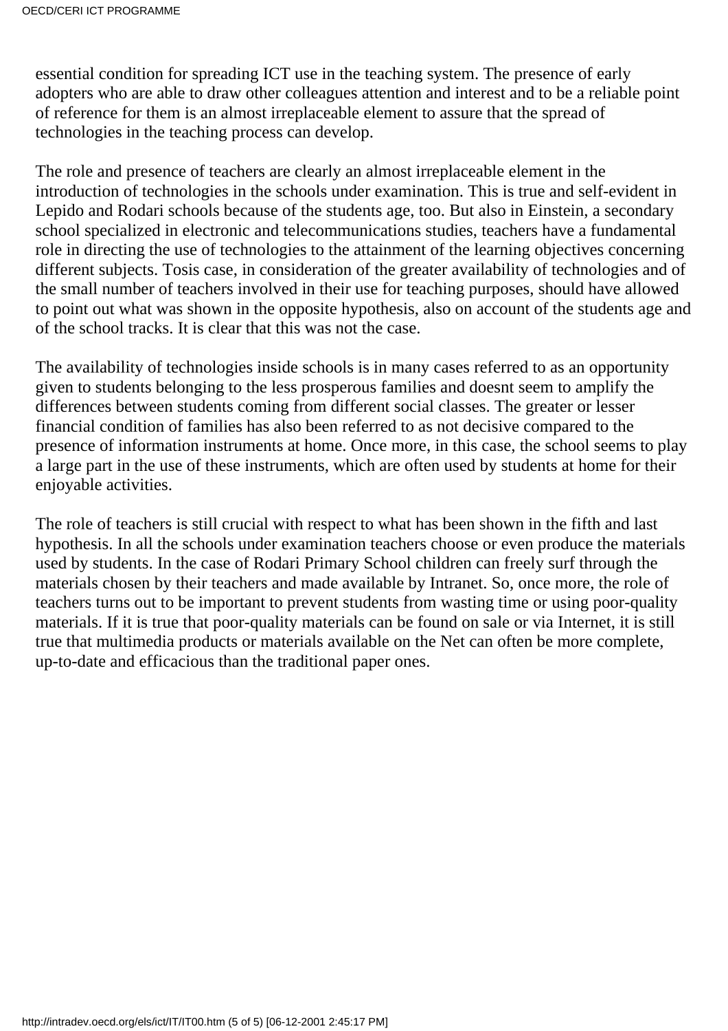essential condition for spreading ICT use in the teaching system. The presence of early adopters who are able to draw other colleagues attention and interest and to be a reliable point of reference for them is an almost irreplaceable element to assure that the spread of technologies in the teaching process can develop.

The role and presence of teachers are clearly an almost irreplaceable element in the introduction of technologies in the schools under examination. This is true and self-evident in Lepido and Rodari schools because of the students age, too. But also in Einstein, a secondary school specialized in electronic and telecommunications studies, teachers have a fundamental role in directing the use of technologies to the attainment of the learning objectives concerning different subjects. Tosis case, in consideration of the greater availability of technologies and of the small number of teachers involved in their use for teaching purposes, should have allowed to point out what was shown in the opposite hypothesis, also on account of the students age and of the school tracks. It is clear that this was not the case.

The availability of technologies inside schools is in many cases referred to as an opportunity given to students belonging to the less prosperous families and doesnt seem to amplify the differences between students coming from different social classes. The greater or lesser financial condition of families has also been referred to as not decisive compared to the presence of information instruments at home. Once more, in this case, the school seems to play a large part in the use of these instruments, which are often used by students at home for their enjoyable activities.

The role of teachers is still crucial with respect to what has been shown in the fifth and last hypothesis. In all the schools under examination teachers choose or even produce the materials used by students. In the case of Rodari Primary School children can freely surf through the materials chosen by their teachers and made available by Intranet. So, once more, the role of teachers turns out to be important to prevent students from wasting time or using poor-quality materials. If it is true that poor-quality materials can be found on sale or via Internet, it is still true that multimedia products or materials available on the Net can often be more complete, up-to-date and efficacious than the traditional paper ones.